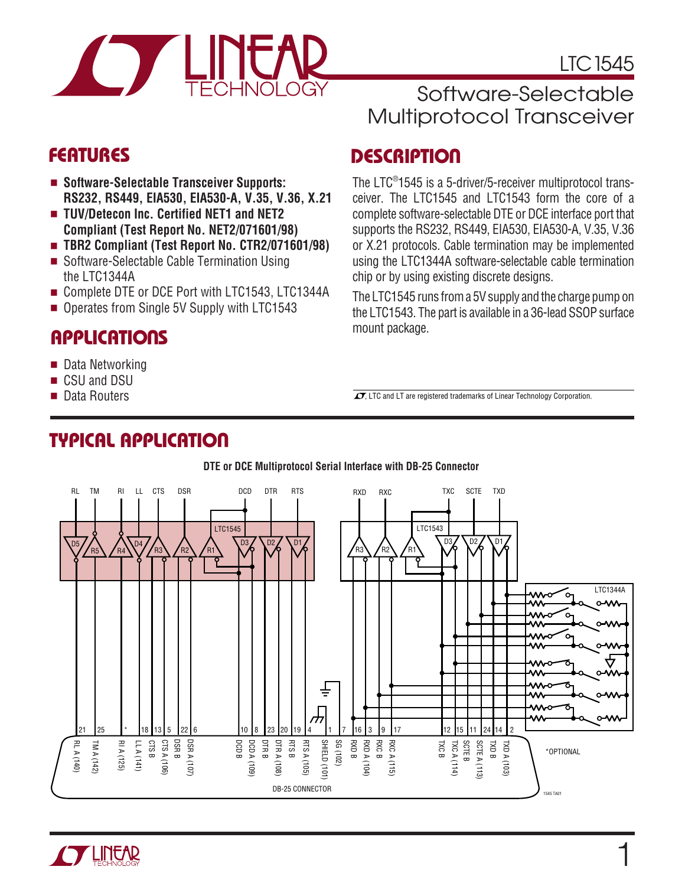# LTC1545

## Software-Selectable Multiprotocol Transceiver

## FEATURES

- **Software-Selectable Transceiver Supports: RS232, RS449, EIA530, EIA530-A, V.35, V.36, X.21**
- **TUV/Detecon Inc. Certified NET1 and NET2 Compliant (Test Report No. NET2/071601/98)**
- **TBR2 Compliant (Test Report No. CTR2/071601/98)**
- Software-Selectable Cable Termination Using the LTC1344A
- Complete DTE or DCE Port with LTC1543, LTC1344A
- Operates from Single 5V Supply with LTC1543

## APPLICATIONS

- Data Networking
- CSU and DSU
- Data Routers

## DESCRIPTION

The LTC®1545 is a 5-driver/5-receiver multiprotocol transceiver. The LTC1545 and LTC1543 form the core of a complete software-selectable DTE or DCE interface port that supports the RS232, RS449, EIA530, EIA530-A, V.35, V.36 or X.21 protocols. Cable termination may be implemented using the LTC1344A software-selectable cable termination chip or by using existing discrete designs.

The LTC1545 runs from a 5V supply and the charge pump on the LTC1543. The part is available in a 36-lead SSOP surface mount package.

LTC and LT are registered trademarks of Linear Technology Corporation.

## TYPICAL APPLICATION

**DTE or DCE Multiprotocol Serial Interface with DB-25 Connector**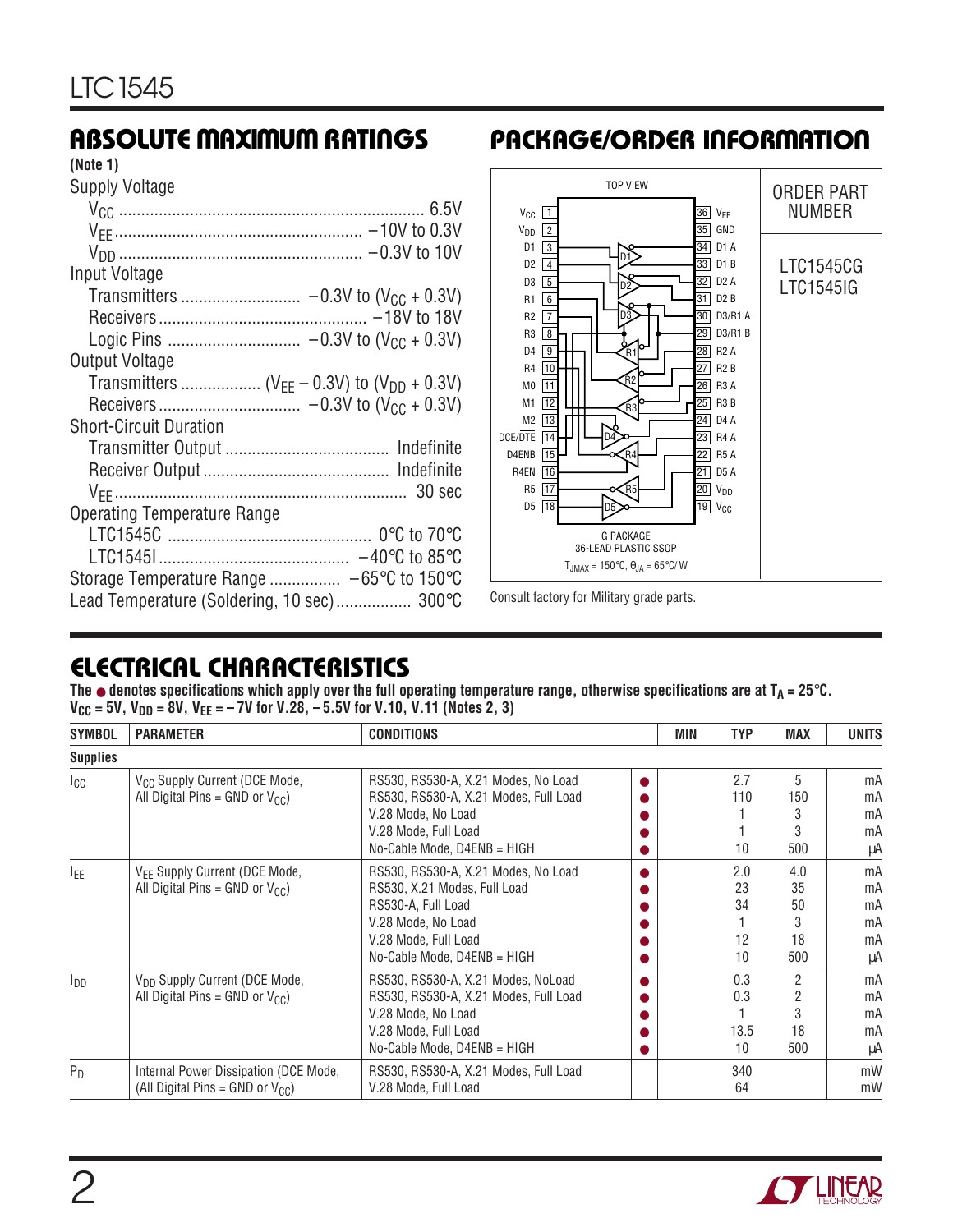## ABSOLUTE MAXIMUM RATINGS

**(Note 1)**

Supply Voltage
- $V_{CC}$ .................................................. 6.5V
- $V_{EE}$ .................................................. −10V to 0.3V
- $V_{DD}$ .................................................. −0.3V to 10V

Input Voltage
- Transmitters .......................... −0.3V to ($V_{CC}$ + 0.3V)
- Receivers .......................................... −18V to 18V
- Logic Pins ............................ −0.3V to ($V_{CC}$ + 0.3V)

Output Voltage
- Transmitters ................. ($V_{EE}$ − 0.3V) to ($V_{DD}$ + 0.3V)
- Receivers .............................. −0.3V to ($V_{CC}$ + 0.3V)

Short-Circuit Duration
- Transmitter Output .............................. Indefinite
- Receiver Output ................................... Indefinite
- $V_{EE}$ ..................................................... 30 sec

Operating Temperature Range
- LTC1545C ........................................ 0°C to 70°C
- LTC1545I ...................................... −40°C to 85°C

Storage Temperature Range ................ −65°C to 150°C

Lead Temperature (Soldering, 10 sec) ................ 300°C

## PACKAGE/ORDER INFORMATION

TOP VIEW

| Pin | Name | Pin | Name |
|---|---|---|---|
| 1 | $V_{CC}$ | 36 | $V_{EE}$ |
| 2 | $V_{DD}$ | 35 | GND |
| 3 | D1 | 34 | D1 A |
| 4 | D2 | 33 | D1 B |
| 5 | D3 | 32 | D2 A |
| 6 | R1 | 31 | D2 B |
| 7 | R2 | 30 | D3/R1 A |
| 8 | R3 | 29 | D3/R1 B |
| 9 | D4 | 28 | R2 A |
| 10 | R4 | 27 | R2 B |
| 11 | M0 | 26 | R3 A |
| 12 | M1 | 25 | R3 B |
| 13 | M2 | 24 | D4 A |
| 14 | DCE/$\overline{DTE}$ | 23 | R4 A |
| 15 | D4ENB | 22 | R5 A |
| 16 | R4EN | 21 | D5 A |
| 17 | R5 | 20 | $V_{DD}$ |
| 18 | D5 | 19 | $V_{CC}$ |

G PACKAGE
36-LEAD PLASTIC SSOP

$T_{JMAX}$ = 150°C, $\theta_{JA}$ = 65°C/W

| ORDER PART NUMBER |
|---|
| LTC1545CG |
| LTC1545IG |

Consult factory for Military grade parts.

## ELECTRICAL CHARACTERISTICS

**The ● denotes specifications which apply over the full operating temperature range, otherwise specifications are at $T_A$ = 25°C. $V_{CC}$ = 5V, $V_{DD}$ = 8V, $V_{EE}$ = −7V for V.28, −5.5V for V.10, V.11 (Notes 2, 3)**

| SYMBOL | PARAMETER | CONDITIONS | | MIN | TYP | MAX | UNITS |
|---|---|---|---|---|---|---|---|
| **Supplies** | | | | | | | |
| $I_{CC}$ | $V_{CC}$ Supply Current (DCE Mode, All Digital Pins = GND or $V_{CC}$) | RS530, RS530-A, X.21 Modes, No Load | ● | | 2.7 | 5 | mA |
| | | RS530, RS530-A, X.21 Modes, Full Load | ● | | 110 | 150 | mA |
| | | V.28 Mode, No Load | ● | | 1 | 3 | mA |
| | | V.28 Mode, Full Load | ● | | 1 | 3 | mA |
| | | No-Cable Mode, D4ENB = HIGH | ● | | 10 | 500 | µA |
| $I_{EE}$ | $V_{EE}$ Supply Current (DCE Mode, All Digital Pins = GND or $V_{CC}$) | RS530, RS530-A, X.21 Modes, No Load | ● | | 2.0 | 4.0 | mA |
| | | RS530, X.21 Modes, Full Load | ● | | 23 | 35 | mA |
| | | RS530-A, Full Load | ● | | 34 | 50 | mA |
| | | V.28 Mode, No Load | ● | | 1 | 3 | mA |
| | | V.28 Mode, Full Load | ● | | 12 | 18 | mA |
| | | No-Cable Mode, D4ENB = HIGH | ● | | 10 | 500 | µA |
| $I_{DD}$ | $V_{DD}$ Supply Current (DCE Mode, All Digital Pins = GND or $V_{CC}$) | RS530, RS530-A, X.21 Modes, NoLoad | ● | | 0.3 | 2 | mA |
| | | RS530, RS530-A, X.21 Modes, Full Load | ● | | 0.3 | 2 | mA |
| | | V.28 Mode, No Load | ● | | 1 | 3 | mA |
| | | V.28 Mode, Full Load | ● | | 13.5 | 18 | mA |
| | | No-Cable Mode, D4ENB = HIGH | ● | | 10 | 500 | µA |
| $P_D$ | Internal Power Dissipation (DCE Mode, (All Digital Pins = GND or $V_{CC}$) | RS530, RS530-A, X.21 Modes, Full Load | | | 340 | | mW |
| | | V.28 Mode, Full Load | | | 64 | | mW |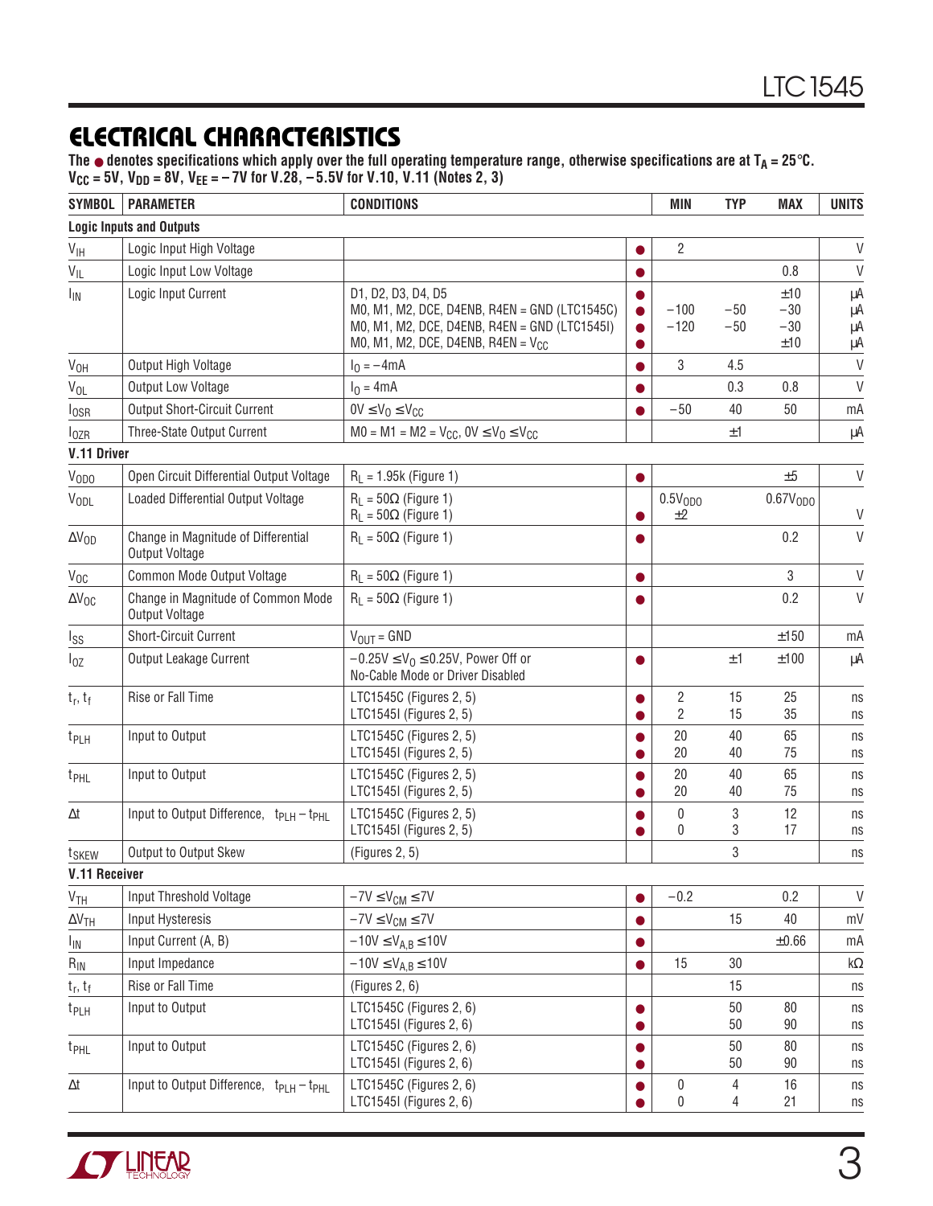## ELECTRICAL CHARACTERISTICS

**The ● denotes specifications which apply over the full operating temperature range, otherwise specifications are at $T_A$ = 25°C. $V_{CC}$ = 5V, $V_{DD}$ = 8V, $V_{EE}$ = –7V for V.28, –5.5V for V.10, V.11 (Notes 2, 3)**

| SYMBOL | PARAMETER | CONDITIONS | | MIN | TYP | MAX | UNITS |
|---|---|---|---|---|---|---|---|
| **Logic Inputs and Outputs** | | | | | | | |
| $V_{IH}$ | Logic Input High Voltage | | ● | 2 | | | V |
| $V_{IL}$ | Logic Input Low Voltage | | ● | | | 0.8 | V |
| $I_{IN}$ | Logic Input Current | D1, D2, D3, D4, D5<br>M0, M1, M2, DCE, D4ENB, R4EN = GND (LTC1545C)<br>M0, M1, M2, DCE, D4ENB, R4EN = GND (LTC1545I)<br>M0, M1, M2, DCE, D4ENB, R4EN = $V_{CC}$ | ●<br>●<br>●<br>● | <br>–100<br>–120 | <br>–50<br>–50 | ±10<br>–30<br>–30<br>±10 | µA<br>µA<br>µA<br>µA |
| $V_{OH}$ | Output High Voltage | $I_O$ = –4mA | ● | 3 | 4.5 | | V |
| $V_{OL}$ | Output Low Voltage | $I_O$ = 4mA | ● | | 0.3 | 0.8 | V |
| $I_{OSR}$ | Output Short-Circuit Current | 0V ≤ $V_O$ ≤ $V_{CC}$ | ● | –50 | 40 | 50 | mA |
| $I_{OZR}$ | Three-State Output Current | M0 = M1 = M2 = $V_{CC}$, 0V ≤ $V_O$ ≤ $V_{CC}$ | | | ±1 | | µA |
| **V.11 Driver** | | | | | | | |
| $V_{ODO}$ | Open Circuit Differential Output Voltage | $R_L$ = 1.95k (Figure 1) | ● | | | ±5 | V |
| $V_{ODL}$ | Loaded Differential Output Voltage | $R_L$ = 50Ω (Figure 1)<br>$R_L$ = 50Ω (Figure 1) | <br>● | $0.5V_{ODO}$<br>±2 | | $0.67V_{ODO}$ | <br>V |
| $\Delta V_{OD}$ | Change in Magnitude of Differential Output Voltage | $R_L$ = 50Ω (Figure 1) | ● | | | 0.2 | V |
| $V_{OC}$ | Common Mode Output Voltage | $R_L$ = 50Ω (Figure 1) | ● | | | 3 | V |
| $\Delta V_{OC}$ | Change in Magnitude of Common Mode Output Voltage | $R_L$ = 50Ω (Figure 1) | ● | | | 0.2 | V |
| $I_{SS}$ | Short-Circuit Current | $V_{OUT}$ = GND | | | | ±150 | mA |
| $I_{OZ}$ | Output Leakage Current | –0.25V ≤ $V_O$ ≤ 0.25V, Power Off or No-Cable Mode or Driver Disabled | ● | | ±1 | ±100 | µA |
| $t_r$, $t_f$ | Rise or Fall Time | LTC1545C (Figures 2, 5)<br>LTC1545I (Figures 2, 5) | ●<br>● | 2<br>2 | 15<br>15 | 25<br>35 | ns<br>ns |
| $t_{PLH}$ | Input to Output | LTC1545C (Figures 2, 5)<br>LTC1545I (Figures 2, 5) | ●<br>● | 20<br>20 | 40<br>40 | 65<br>75 | ns<br>ns |
| $t_{PHL}$ | Input to Output | LTC1545C (Figures 2, 5)<br>LTC1545I (Figures 2, 5) | ●<br>● | 20<br>20 | 40<br>40 | 65<br>75 | ns<br>ns |
| Δt | Input to Output Difference, $t_{PLH} - t_{PHL}$ | LTC1545C (Figures 2, 5)<br>LTC1545I (Figures 2, 5) | ●<br>● | 0<br>0 | 3<br>3 | 12<br>17 | ns<br>ns |
| $t_{SKEW}$ | Output to Output Skew | (Figures 2, 5) | | | 3 | | ns |
| **V.11 Receiver** | | | | | | | |
| $V_{TH}$ | Input Threshold Voltage | –7V ≤ $V_{CM}$ ≤ 7V | ● | –0.2 | | 0.2 | V |
| $\Delta V_{TH}$ | Input Hysteresis | –7V ≤ $V_{CM}$ ≤ 7V | ● | | 15 | 40 | mV |
| $I_{IN}$ | Input Current (A, B) | –10V ≤ $V_{A,B}$ ≤ 10V | ● | | | ±0.66 | mA |
| $R_{IN}$ | Input Impedance | –10V ≤ $V_{A,B}$ ≤ 10V | ● | 15 | 30 | | kΩ |
| $t_r$, $t_f$ | Rise or Fall Time | (Figures 2, 6) | | | 15 | | ns |
| $t_{PLH}$ | Input to Output | LTC1545C (Figures 2, 6)<br>LTC1545I (Figures 2, 6) | ●<br>● | | 50<br>50 | 80<br>90 | ns<br>ns |
| $t_{PHL}$ | Input to Output | LTC1545C (Figures 2, 6)<br>LTC1545I (Figures 2, 6) | ●<br>● | | 50<br>50 | 80<br>90 | ns<br>ns |
| Δt | Input to Output Difference, $t_{PLH} - t_{PHL}$ | LTC1545C (Figures 2, 6)<br>LTC1545I (Figures 2, 6) | ●<br>● | 0<br>0 | 4<br>4 | 16<br>21 | ns<br>ns |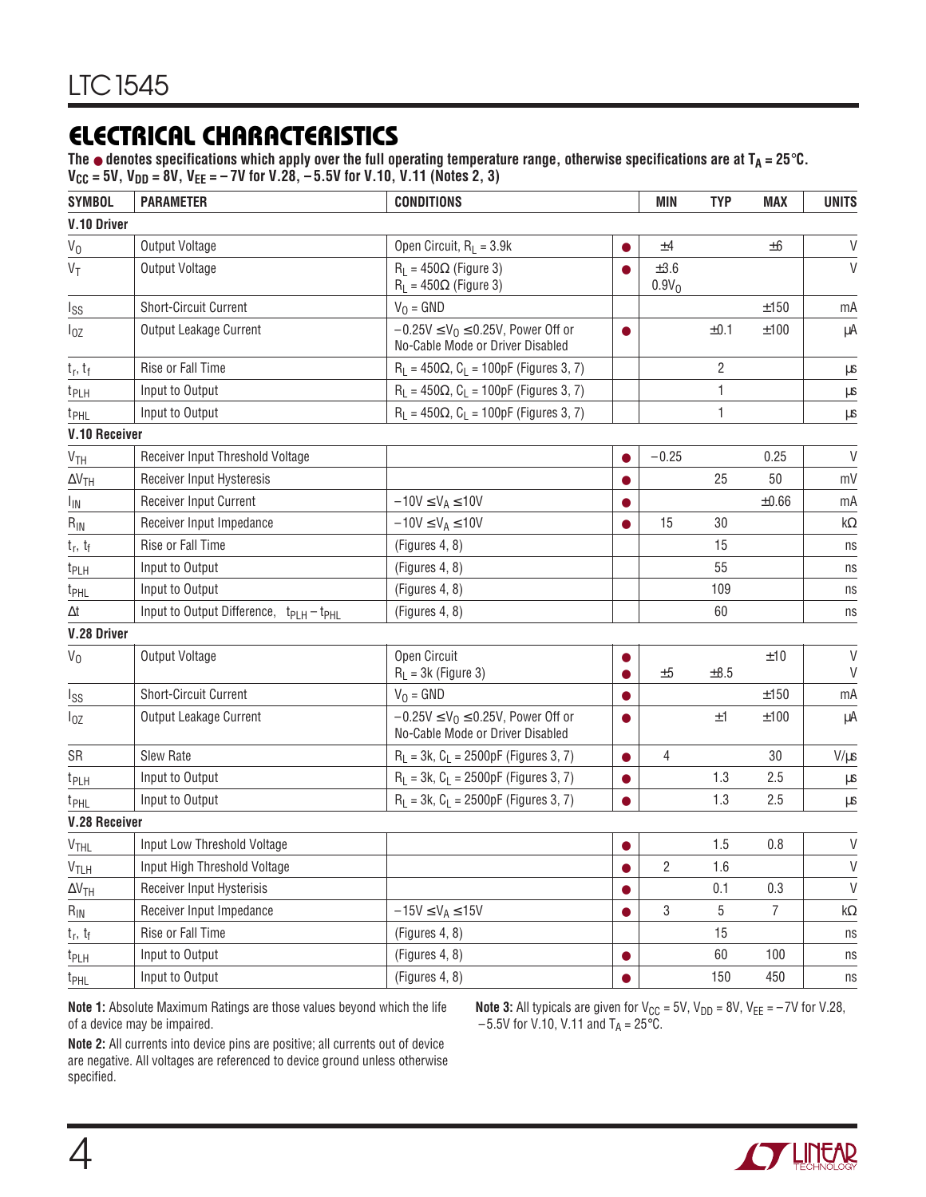## ELECTRICAL CHARACTERISTICS

**The ● denotes specifications which apply over the full operating temperature range, otherwise specifications are at $T_A = 25°C$. $V_{CC} = 5V$, $V_{DD} = 8V$, $V_{EE} = –7V$ for V.28, –5.5V for V.10, V.11 (Notes 2, 3)**

| SYMBOL | PARAMETER | CONDITIONS | | MIN | TYP | MAX | UNITS |
|---|---|---|---|---|---|---|---|
| **V.10 Driver** | | | | | | | |
| $V_O$ | Output Voltage | Open Circuit, $R_L = 3.9k$ | ● | ±4 | | ±6 | V |
| $V_T$ | Output Voltage | $R_L = 450\Omega$ (Figure 3)<br>$R_L = 450\Omega$ (Figure 3) | ● | ±3.6<br>$0.9V_O$ | | | V |
| $I_{SS}$ | Short-Circuit Current | $V_O = GND$ | | | | ±150 | mA |
| $I_{OZ}$ | Output Leakage Current | $–0.25V \le V_O \le 0.25V$, Power Off or No-Cable Mode or Driver Disabled | ● | | ±0.1 | ±100 | µA |
| $t_r$, $t_f$ | Rise or Fall Time | $R_L = 450\Omega$, $C_L = 100pF$ (Figures 3, 7) | | | 2 | | µs |
| $t_{PLH}$ | Input to Output | $R_L = 450\Omega$, $C_L = 100pF$ (Figures 3, 7) | | | 1 | | µs |
| $t_{PHL}$ | Input to Output | $R_L = 450\Omega$, $C_L = 100pF$ (Figures 3, 7) | | | 1 | | µs |
| **V.10 Receiver** | | | | | | | |
| $V_{TH}$ | Receiver Input Threshold Voltage | | ● | –0.25 | | 0.25 | V |
| $\Delta V_{TH}$ | Receiver Input Hysteresis | | ● | | 25 | 50 | mV |
| $I_{IN}$ | Receiver Input Current | $–10V \le V_A \le 10V$ | ● | | | ±0.66 | mA |
| $R_{IN}$ | Receiver Input Impedance | $–10V \le V_A \le 10V$ | ● | 15 | 30 | | kΩ |
| $t_r$, $t_f$ | Rise or Fall Time | (Figures 4, 8) | | | 15 | | ns |
| $t_{PLH}$ | Input to Output | (Figures 4, 8) | | | 55 | | ns |
| $t_{PHL}$ | Input to Output | (Figures 4, 8) | | | 109 | | ns |
| $\Delta t$ | Input to Output Difference, $t_{PLH} – t_{PHL}$ | (Figures 4, 8) | | | 60 | | ns |
| **V.28 Driver** | | | | | | | |
| $V_O$ | Output Voltage | Open Circuit<br>$R_L = 3k$ (Figure 3) | ●<br>● | <br>±5 | <br>±8.5 | ±10 | V<br>V |
| $I_{SS}$ | Short-Circuit Current | $V_O = GND$ | ● | | | ±150 | mA |
| $I_{OZ}$ | Output Leakage Current | $–0.25V \le V_O \le 0.25V$, Power Off or No-Cable Mode or Driver Disabled | ● | | ±1 | ±100 | µA |
| SR | Slew Rate | $R_L = 3k$, $C_L = 2500pF$ (Figures 3, 7) | ● | 4 | | 30 | V/µs |
| $t_{PLH}$ | Input to Output | $R_L = 3k$, $C_L = 2500pF$ (Figures 3, 7) | ● | | 1.3 | 2.5 | µs |
| $t_{PHL}$ | Input to Output | $R_L = 3k$, $C_L = 2500pF$ (Figures 3, 7) | ● | | 1.3 | 2.5 | µs |
| **V.28 Receiver** | | | | | | | |
| $V_{THL}$ | Input Low Threshold Voltage | | ● | | 1.5 | 0.8 | V |
| $V_{TLH}$ | Input High Threshold Voltage | | ● | 2 | 1.6 | | V |
| $\Delta V_{TH}$ | Receiver Input Hysterisis | | ● | | 0.1 | 0.3 | V |
| $R_{IN}$ | Receiver Input Impedance | $–15V \le V_A \le 15V$ | ● | 3 | 5 | 7 | kΩ |
| $t_r$, $t_f$ | Rise or Fall Time | (Figures 4, 8) | | | 15 | | ns |
| $t_{PLH}$ | Input to Output | (Figures 4, 8) | ● | | 60 | 100 | ns |
| $t_{PHL}$ | Input to Output | (Figures 4, 8) | ● | | 150 | 450 | ns |

**Note 1:** Absolute Maximum Ratings are those values beyond which the life of a device may be impaired.

**Note 2:** All currents into device pins are positive; all currents out of device are negative. All voltages are referenced to device ground unless otherwise specified.

**Note 3:** All typicals are given for $V_{CC} = 5V$, $V_{DD} = 8V$, $V_{EE} = –7V$ for V.28, –5.5V for V.10, V.11 and $T_A = 25°C$.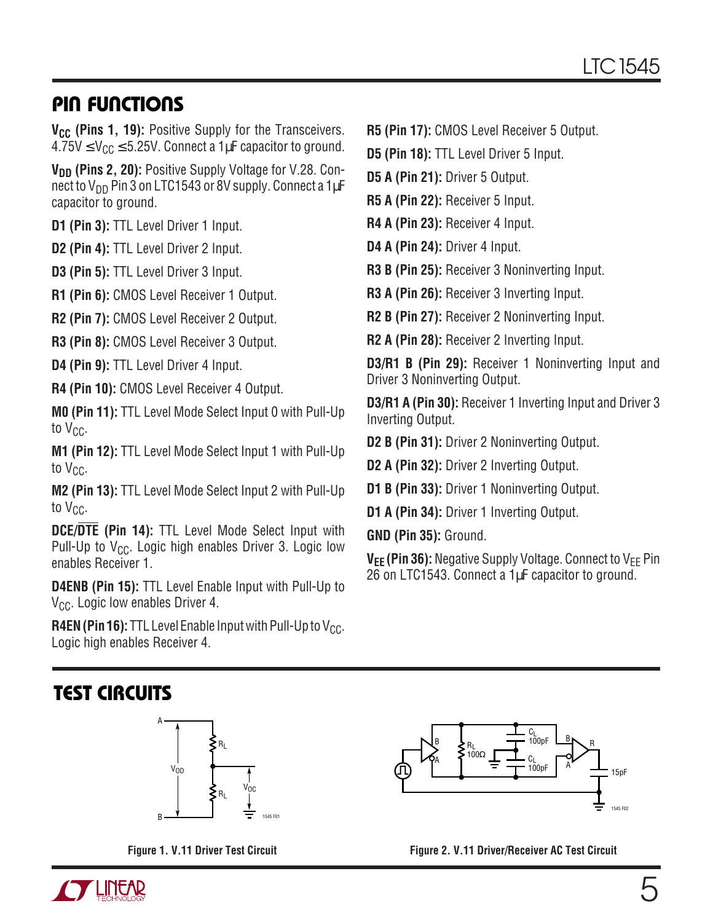## PIN FUNCTIONS

**$V_{CC}$ (Pins 1, 19):** Positive Supply for the Transceivers. $4.75V \leq V_{CC} \leq 5.25V$. Connect a 1µF capacitor to ground.

**$V_{DD}$ (Pins 2, 20):** Positive Supply Voltage for V.28. Connect to $V_{DD}$ Pin 3 on LTC1543 or 8V supply. Connect a 1µF capacitor to ground.

**D1 (Pin 3):** TTL Level Driver 1 Input.

**D2 (Pin 4):** TTL Level Driver 2 Input.

**D3 (Pin 5):** TTL Level Driver 3 Input.

**R1 (Pin 6):** CMOS Level Receiver 1 Output.

**R2 (Pin 7):** CMOS Level Receiver 2 Output.

**R3 (Pin 8):** CMOS Level Receiver 3 Output.

**D4 (Pin 9):** TTL Level Driver 4 Input.

**R4 (Pin 10):** CMOS Level Receiver 4 Output.

**M0 (Pin 11):** TTL Level Mode Select Input 0 with Pull-Up to $V_{CC}$.

**M1 (Pin 12):** TTL Level Mode Select Input 1 with Pull-Up to $V_{CC}$.

**M2 (Pin 13):** TTL Level Mode Select Input 2 with Pull-Up to $V_{CC}$.

**DCE/$\overline{\text{DTE}}$ (Pin 14):** TTL Level Mode Select Input with Pull-Up to $V_{CC}$. Logic high enables Driver 3. Logic low enables Receiver 1.

**D4ENB (Pin 15):** TTL Level Enable Input with Pull-Up to $V_{CC}$. Logic low enables Driver 4.

**R4EN (Pin 16):** TTL Level Enable Input with Pull-Up to $V_{CC}$. Logic high enables Receiver 4.

**R5 (Pin 17):** CMOS Level Receiver 5 Output.

**D5 (Pin 18):** TTL Level Driver 5 Input.

**D5 A (Pin 21):** Driver 5 Output.

**R5 A (Pin 22):** Receiver 5 Input.

**R4 A (Pin 23):** Receiver 4 Input.

**D4 A (Pin 24):** Driver 4 Input.

**R3 B (Pin 25):** Receiver 3 Noninverting Input.

**R3 A (Pin 26):** Receiver 3 Inverting Input.

**R2 B (Pin 27):** Receiver 2 Noninverting Input.

**R2 A (Pin 28):** Receiver 2 Inverting Input.

**D3/R1 B (Pin 29):** Receiver 1 Noninverting Input and Driver 3 Noninverting Output.

**D3/R1 A (Pin 30):** Receiver 1 Inverting Input and Driver 3 Inverting Output.

**D2 B (Pin 31):** Driver 2 Noninverting Output.

**D2 A (Pin 32):** Driver 2 Inverting Output.

**D1 B (Pin 33):** Driver 1 Noninverting Output.

**D1 A (Pin 34):** Driver 1 Inverting Output.

**GND (Pin 35):** Ground.

**$V_{EE}$ (Pin 36):** Negative Supply Voltage. Connect to $V_{EE}$ Pin 26 on LTC1543. Connect a 1µF capacitor to ground.

## TEST CIRCUITS

Figure 1. V.11 Driver Test Circuit

Figure 2. V.11 Driver/Receiver AC Test Circuit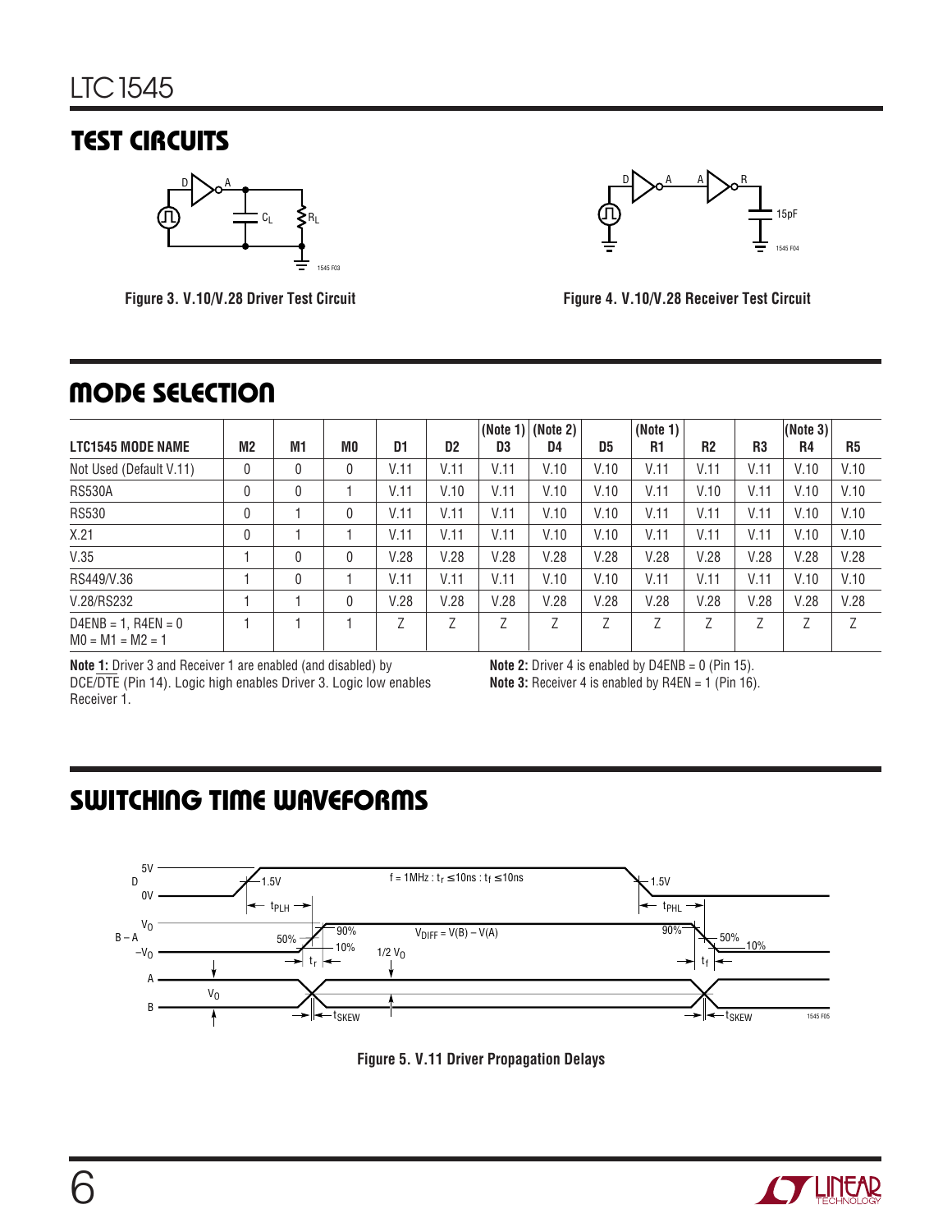## TEST CIRCUITS

Figure 3. V.10/V.28 Driver Test Circuit

Figure 4. V.10/V.28 Receiver Test Circuit

## MODE SELECTION

| LTC1545 MODE NAME | M2 | M1 | M0 | D1 | D2 | (Note 1) D3 | (Note 2) D4 | D5 | (Note 1) R1 | R2 | R3 | (Note 3) R4 | R5 |
|---|---|---|---|---|---|---|---|---|---|---|---|---|---|
| Not Used (Default V.11) | 0 | 0 | 0 | V.11 | V.11 | V.11 | V.10 | V.10 | V.11 | V.11 | V.11 | V.10 | V.10 |
| RS530A | 0 | 0 | 1 | V.11 | V.10 | V.11 | V.10 | V.10 | V.11 | V.10 | V.11 | V.10 | V.10 |
| RS530 | 0 | 1 | 0 | V.11 | V.11 | V.11 | V.10 | V.10 | V.11 | V.11 | V.11 | V.10 | V.10 |
| X.21 | 0 | 1 | 1 | V.11 | V.11 | V.11 | V.10 | V.10 | V.11 | V.11 | V.11 | V.10 | V.10 |
| V.35 | 1 | 0 | 0 | V.28 | V.28 | V.28 | V.28 | V.28 | V.28 | V.28 | V.28 | V.28 | V.28 |
| RS449/V.36 | 1 | 0 | 1 | V.11 | V.11 | V.11 | V.10 | V.10 | V.11 | V.11 | V.11 | V.10 | V.10 |
| V.28/RS232 | 1 | 1 | 0 | V.28 | V.28 | V.28 | V.28 | V.28 | V.28 | V.28 | V.28 | V.28 | V.28 |
| D4ENB = 1, R4EN = 0 M0 = M1 = M2 = 1 | 1 | 1 | 1 | Z | Z | Z | Z | Z | Z | Z | Z | Z | Z |

**Note 1:** Driver 3 and Receiver 1 are enabled (and disabled) by DCE/$\overline{DTE}$ (Pin 14). Logic high enables Driver 3. Logic low enables Receiver 1.

**Note 2:** Driver 4 is enabled by D4ENB = 0 (Pin 15).

**Note 3:** Receiver 4 is enabled by R4EN = 1 (Pin 16).

## SWITCHING TIME WAVEFORMS

Figure 5. V.11 Driver Propagation Delays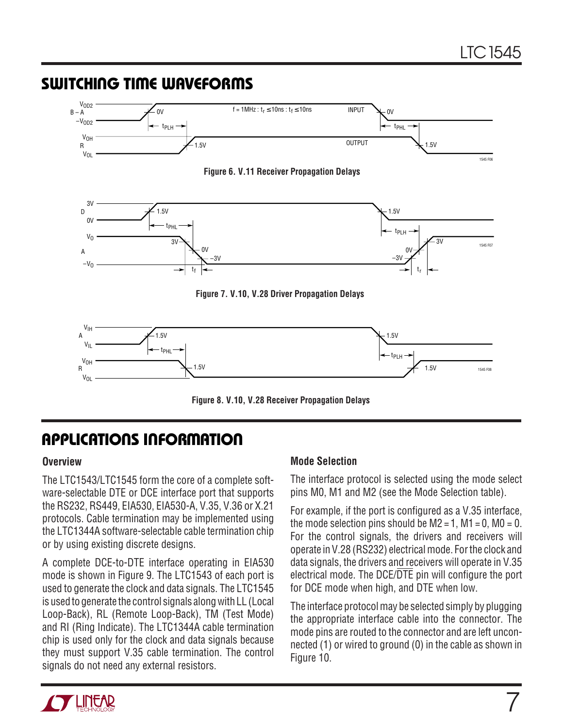## SWITCHING TIME WAVEFORMS

Figure 6. V.11 Receiver Propagation Delays

Figure 7. V.10, V.28 Driver Propagation Delays

Figure 8. V.10, V.28 Receiver Propagation Delays

## APPLICATIONS INFORMATION

### Overview

The LTC1543/LTC1545 form the core of a complete software-selectable DTE or DCE interface port that supports the RS232, RS449, EIA530, EIA530-A, V.35, V.36 or X.21 protocols. Cable termination may be implemented using the LTC1344A software-selectable cable termination chip or by using existing discrete designs.

A complete DCE-to-DTE interface operating in EIA530 mode is shown in Figure 9. The LTC1543 of each port is used to generate the clock and data signals. The LTC1545 is used to generate the control signals along with LL (Local Loop-Back), RL (Remote Loop-Back), TM (Test Mode) and RI (Ring Indicate). The LTC1344A cable termination chip is used only for the clock and data signals because they must support V.35 cable termination. The control signals do not need any external resistors.

### Mode Selection

The interface protocol is selected using the mode select pins M0, M1 and M2 (see the Mode Selection table).

For example, if the port is configured as a V.35 interface, the mode selection pins should be M2 = 1, M1 = 0, M0 = 0. For the control signals, the drivers and receivers will operate in V.28 (RS232) electrical mode. For the clock and data signals, the drivers and receivers will operate in V.35 electrical mode. The DCE/$\overline{\text{DTE}}$ pin will configure the port for DCE mode when high, and DTE when low.

The interface protocol may be selected simply by plugging the appropriate interface cable into the connector. The mode pins are routed to the connector and are left unconnected (1) or wired to ground (0) in the cable as shown in Figure 10.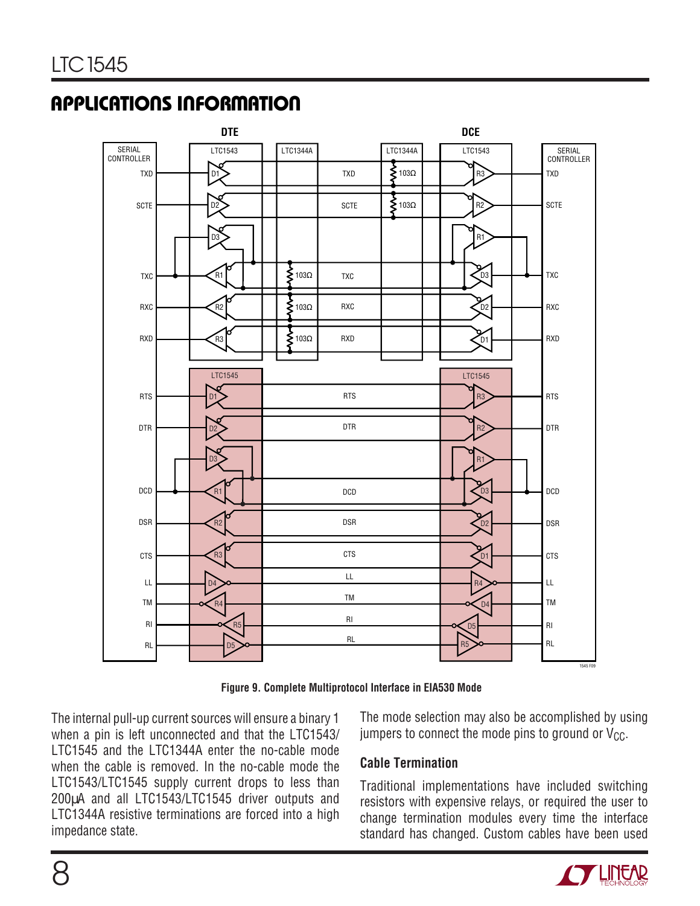## APPLICATIONS INFORMATION

Figure 9. Complete Multiprotocol Interface in EIA530 Mode

The internal pull-up current sources will ensure a binary 1 when a pin is left unconnected and that the LTC1543/LTC1545 and the LTC1344A enter the no-cable mode when the cable is removed. In the no-cable mode the LTC1543/LTC1545 supply current drops to less than 200μA and all LTC1543/LTC1545 driver outputs and LTC1344A resistive terminations are forced into a high impedance state.

The mode selection may also be accomplished by using jumpers to connect the mode pins to ground or $V_{CC}$.

### Cable Termination

Traditional implementations have included switching resistors with expensive relays, or required the user to change termination modules every time the interface standard has changed. Custom cables have been used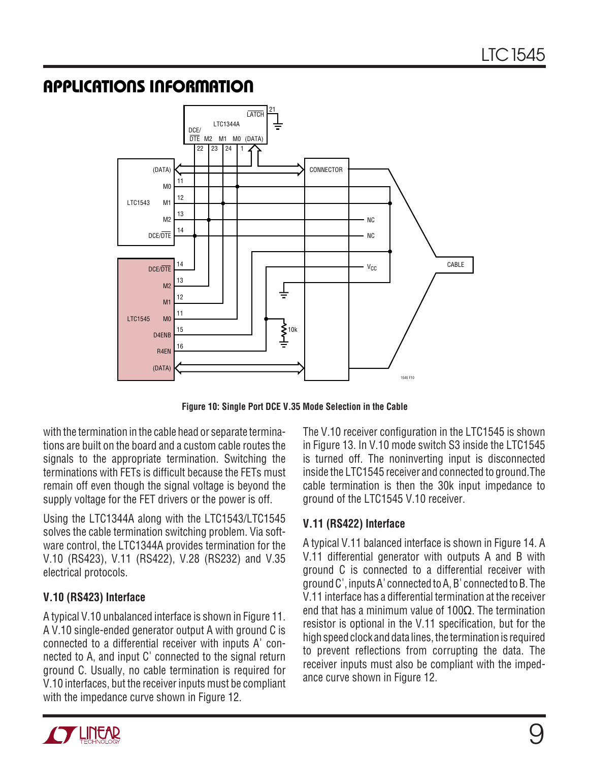## APPLICATIONS INFORMATION

Figure 10: Single Port DCE V.35 Mode Selection in the Cable

with the termination in the cable head or separate terminations are built on the board and a custom cable routes the signals to the appropriate termination. Switching the terminations with FETs is difficult because the FETs must remain off even though the signal voltage is beyond the supply voltage for the FET drivers or the power is off.

Using the LTC1344A along with the LTC1543/LTC1545 solves the cable termination switching problem. Via software control, the LTC1344A provides termination for the V.10 (RS423), V.11 (RS422), V.28 (RS232) and V.35 electrical protocols.

### V.10 (RS423) Interface

A typical V.10 unbalanced interface is shown in Figure 11. A V.10 single-ended generator output A with ground C is connected to a differential receiver with inputs A' connected to A, and input C' connected to the signal return ground C. Usually, no cable termination is required for V.10 interfaces, but the receiver inputs must be compliant with the impedance curve shown in Figure 12.

The V.10 receiver configuration in the LTC1545 is shown in Figure 13. In V.10 mode switch S3 inside the LTC1545 is turned off. The noninverting input is disconnected inside the LTC1545 receiver and connected to ground. The cable termination is then the 30k input impedance to ground of the LTC1545 V.10 receiver.

### V.11 (RS422) Interface

A typical V.11 balanced interface is shown in Figure 14. A V.11 differential generator with outputs A and B with ground C is connected to a differential receiver with ground C', inputs A' connected to A, B' connected to B. The V.11 interface has a differential termination at the receiver end that has a minimum value of 100Ω. The termination resistor is optional in the V.11 specification, but for the high speed clock and data lines, the termination is required to prevent reflections from corrupting the data. The receiver inputs must also be compliant with the impedance curve shown in Figure 12.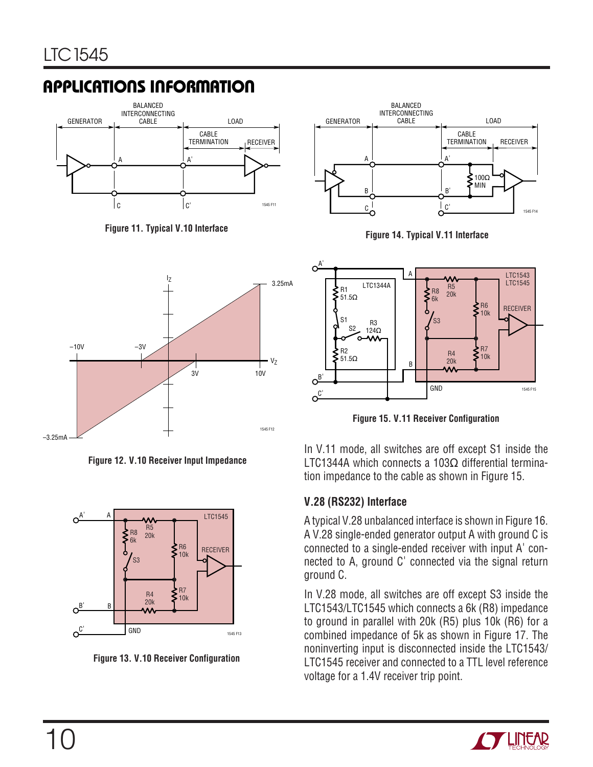## APPLICATIONS INFORMATION

Figure 11. Typical V.10 Interface

Figure 12. V.10 Receiver Input Impedance

Figure 13. V.10 Receiver Configuration

Figure 14. Typical V.11 Interface

Figure 15. V.11 Receiver Configuration

In V.11 mode, all switches are off except S1 inside the LTC1344A which connects a 103Ω differential termination impedance to the cable as shown in Figure 15.

### V.28 (RS232) Interface

A typical V.28 unbalanced interface is shown in Figure 16. A V.28 single-ended generator output A with ground C is connected to a single-ended receiver with input A' connected to A, ground C' connected via the signal return ground C.

In V.28 mode, all switches are off except S3 inside the LTC1543/LTC1545 which connects a 6k (R8) impedance to ground in parallel with 20k (R5) plus 10k (R6) for a combined impedance of 5k as shown in Figure 17. The noninverting input is disconnected inside the LTC1543/LTC1545 receiver and connected to a TTL level reference voltage for a 1.4V receiver trip point.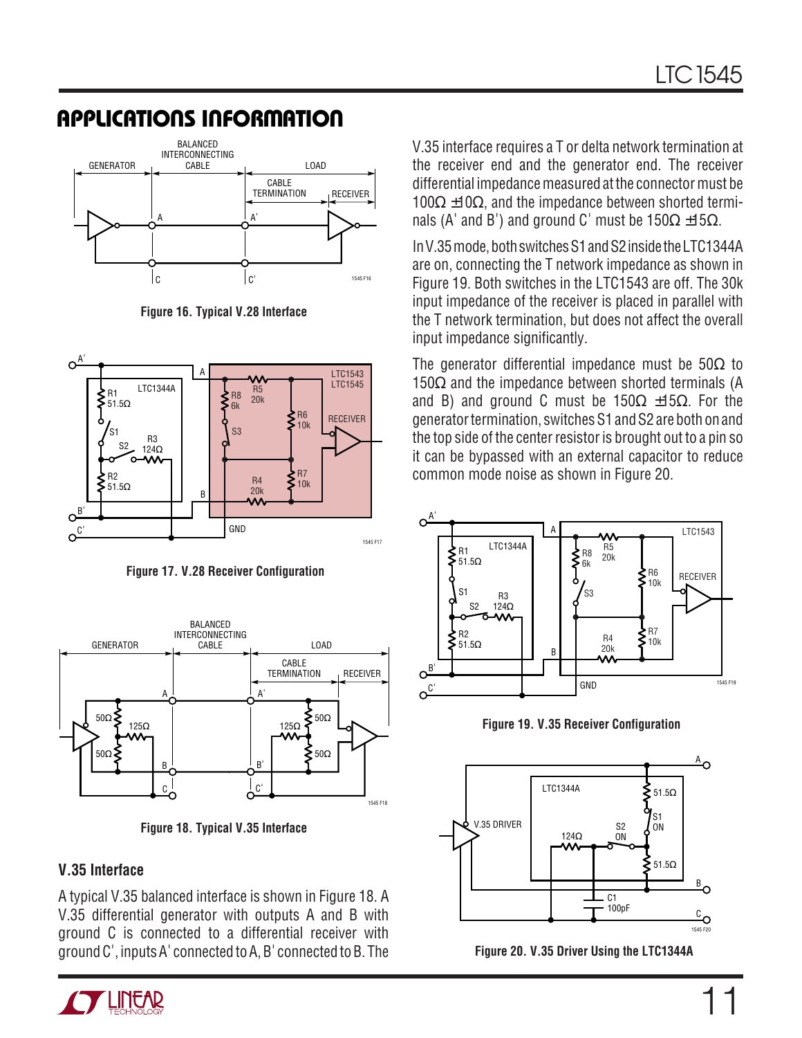## APPLICATIONS INFORMATION

Figure 16. Typical V.28 Interface

Figure 17. V.28 Receiver Configuration

Figure 18. Typical V.35 Interface

### V.35 Interface

A typical V.35 balanced interface is shown in Figure 18. A V.35 differential generator with outputs A and B with ground C is connected to a differential receiver with ground C', inputs A' connected to A, B' connected to B. The V.35 interface requires a T or delta network termination at the receiver end and the generator end. The receiver differential impedance measured at the connector must be 100Ω ±10Ω, and the impedance between shorted terminals (A' and B') and ground C' must be 150Ω ±15Ω.

In V.35 mode, both switches S1 and S2 inside the LTC1344A are on, connecting the T network impedance as shown in Figure 19. Both switches in the LTC1543 are off. The 30k input impedance of the receiver is placed in parallel with the T network termination, but does not affect the overall input impedance significantly.

The generator differential impedance must be 50Ω to 150Ω and the impedance between shorted terminals (A and B) and ground C must be 150Ω ±15Ω. For the generator termination, switches S1 and S2 are both on and the top side of the center resistor is brought out to a pin so it can be bypassed with an external capacitor to reduce common mode noise as shown in Figure 20.

Figure 19. V.35 Receiver Configuration

Figure 20. V.35 Driver Using the LTC1344A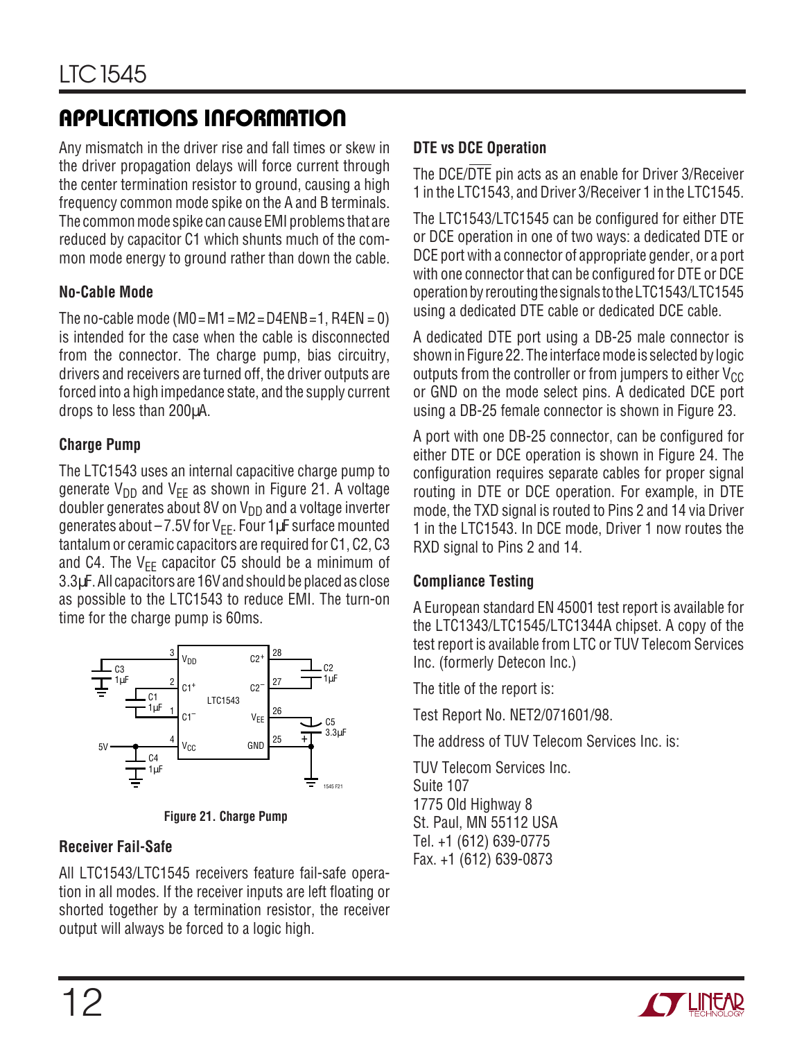## APPLICATIONS INFORMATION

Any mismatch in the driver rise and fall times or skew in the driver propagation delays will force current through the center termination resistor to ground, causing a high frequency common mode spike on the A and B terminals. The common mode spike can cause EMI problems that are reduced by capacitor C1 which shunts much of the common mode energy to ground rather than down the cable.

### No-Cable Mode

The no-cable mode (M0 = M1 = M2 = D4ENB = 1, R4EN = 0) is intended for the case when the cable is disconnected from the connector. The charge pump, bias circuitry, drivers and receivers are turned off, the driver outputs are forced into a high impedance state, and the supply current drops to less than 200µA.

### Charge Pump

The LTC1543 uses an internal capacitive charge pump to generate $V_{DD}$ and $V_{EE}$ as shown in Figure 21. A voltage doubler generates about 8V on $V_{DD}$ and a voltage inverter generates about –7.5V for $V_{EE}$. Four 1µF surface mounted tantalum or ceramic capacitors are required for C1, C2, C3 and C4. The $V_{EE}$ capacitor C5 should be a minimum of 3.3µF. All capacitors are 16V and should be placed as close as possible to the LTC1543 to reduce EMI. The turn-on time for the charge pump is 60ms.

Figure 21. Charge Pump

### Receiver Fail-Safe

All LTC1543/LTC1545 receivers feature fail-safe operation in all modes. If the receiver inputs are left floating or shorted together by a termination resistor, the receiver output will always be forced to a logic high.

### DTE vs DCE Operation

The DCE/$\overline{\text{DTE}}$ pin acts as an enable for Driver 3/Receiver 1 in the LTC1543, and Driver 3/Receiver 1 in the LTC1545.

The LTC1543/LTC1545 can be configured for either DTE or DCE operation in one of two ways: a dedicated DTE or DCE port with a connector of appropriate gender, or a port with one connector that can be configured for DTE or DCE operation by rerouting the signals to the LTC1543/LTC1545 using a dedicated DTE cable or dedicated DCE cable.

A dedicated DTE port using a DB-25 male connector is shown in Figure 22. The interface mode is selected by logic outputs from the controller or from jumpers to either $V_{CC}$ or GND on the mode select pins. A dedicated DCE port using a DB-25 female connector is shown in Figure 23.

A port with one DB-25 connector, can be configured for either DTE or DCE operation is shown in Figure 24. The configuration requires separate cables for proper signal routing in DTE or DCE operation. For example, in DTE mode, the TXD signal is routed to Pins 2 and 14 via Driver 1 in the LTC1543. In DCE mode, Driver 1 now routes the RXD signal to Pins 2 and 14.

### Compliance Testing

A European standard EN 45001 test report is available for the LTC1343/LTC1545/LTC1344A chipset. A copy of the test report is available from LTC or TUV Telecom Services Inc. (formerly Detecon Inc.)

The title of the report is:

Test Report No. NET2/071601/98.

The address of TUV Telecom Services Inc. is:

TUV Telecom Services Inc.
Suite 107
1775 Old Highway 8
St. Paul, MN 55112 USA
Tel. +1 (612) 639-0775
Fax. +1 (612) 639-0873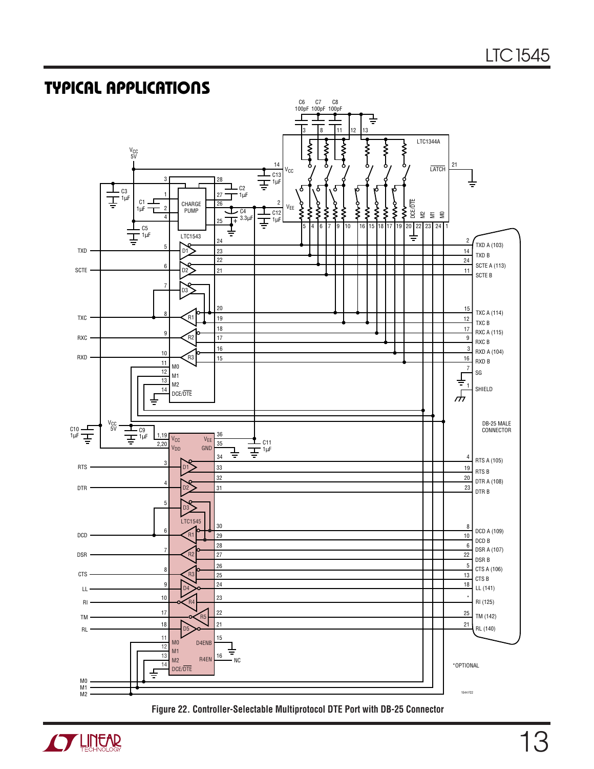## TYPICAL APPLICATIONS

Figure 22. Controller-Selectable Multiprotocol DTE Port with DB-25 Connector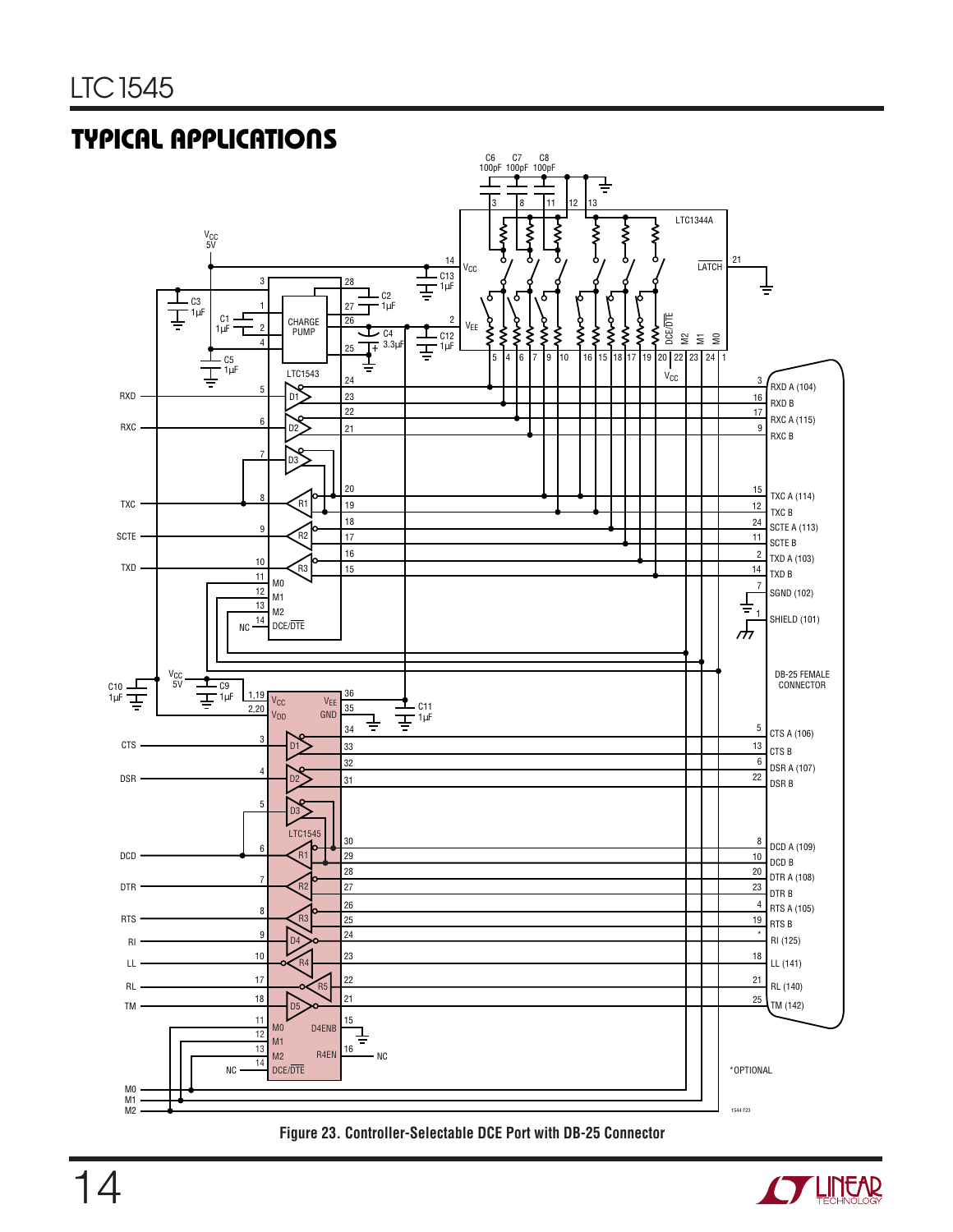## TYPICAL APPLICATIONS

*OPTIONAL

**Figure 23. Controller-Selectable DCE Port with DB-25 Connector**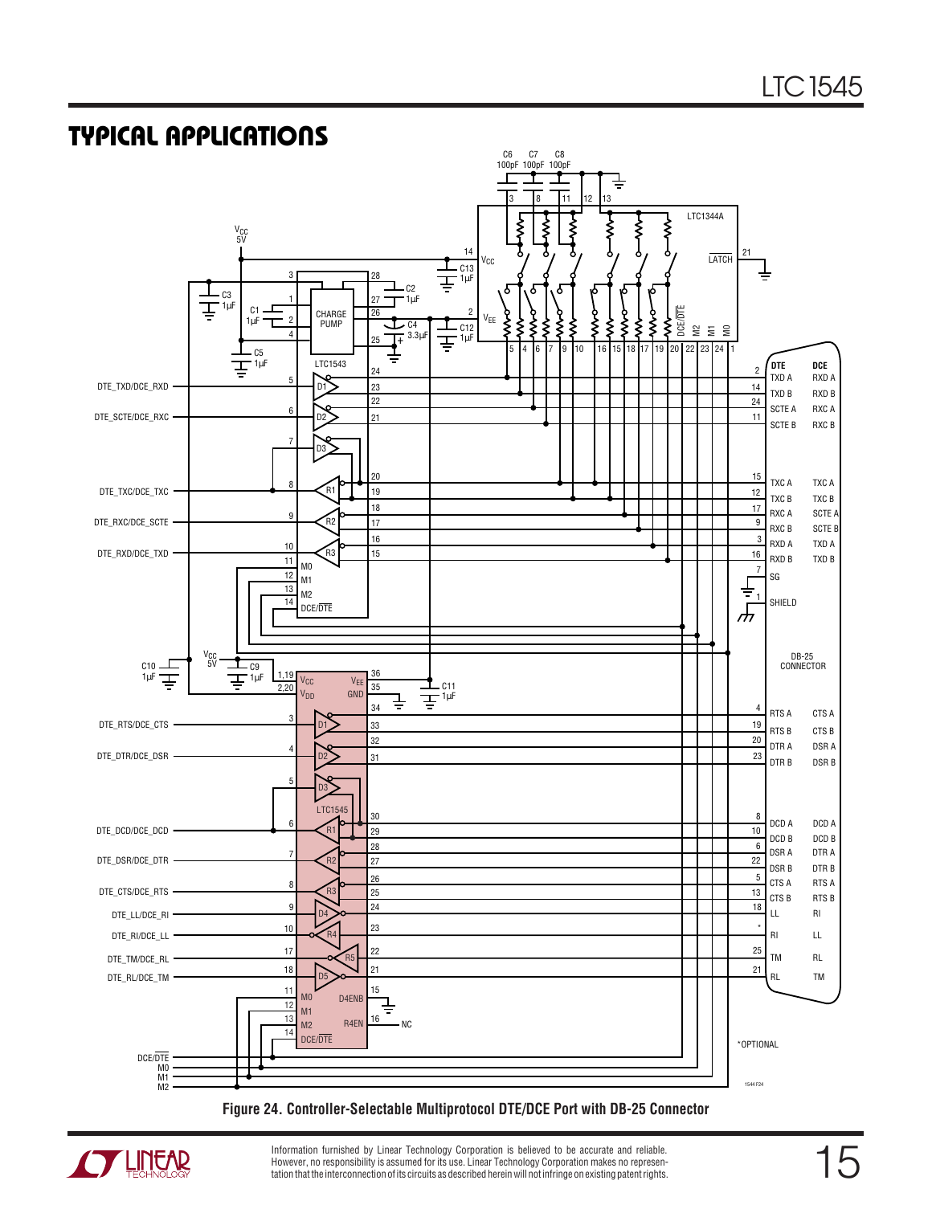## TYPICAL APPLICATIONS

Figure 24. Controller-Selectable Multiprotocol DTE/DCE Port with DB-25 Connector

Information furnished by Linear Technology Corporation is believed to be accurate and reliable. However, no responsibility is assumed for its use. Linear Technology Corporation makes no representation that the interconnection of its circuits as described herein will not infringe on existing patent rights.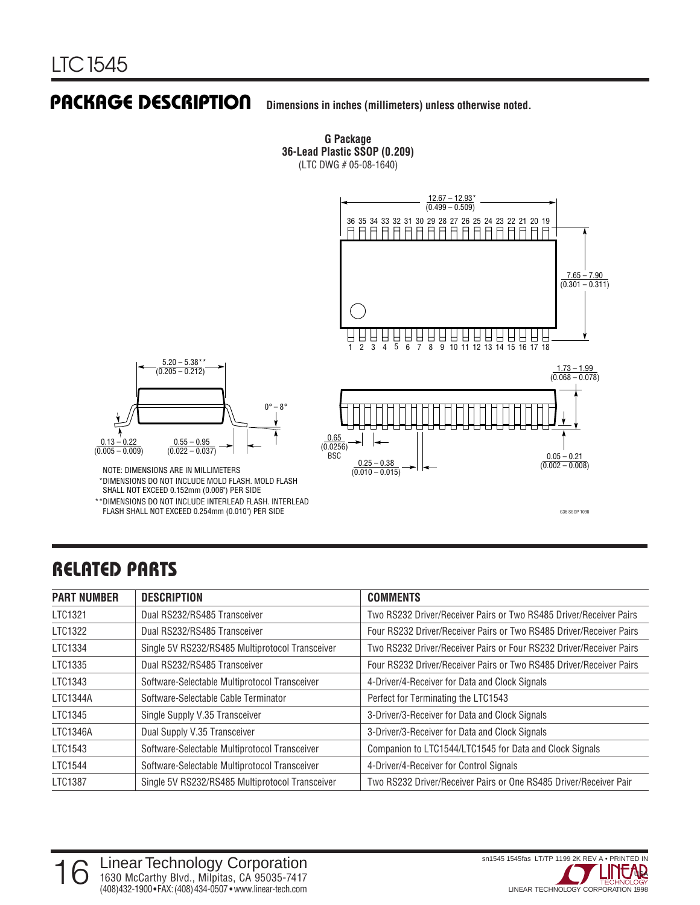## PACKAGE DESCRIPTION

**Dimensions in inches (millimeters) unless otherwise noted.**

**G Package**
**36-Lead Plastic SSOP (0.209)**
(LTC DWG # 05-08-1640)

12.67 – 12.93*
(0.499 – 0.509)

36 35 34 33 32 31 30 29 28 27 26 25 24 23 22 21 20 19

7.65 – 7.90
(0.301 – 0.311)

1 2 3 4 5 6 7 8 9 10 11 12 13 14 15 16 17 18

5.20 – 5.38**
(0.205 – 0.212)

0° – 8°

0.13 – 0.22
(0.005 – 0.009)

0.55 – 0.95
(0.022 – 0.037)

1.73 – 1.99
(0.068 – 0.078)

0.65
(0.0256)
BSC

0.25 – 0.38
(0.010 – 0.015)

0.05 – 0.21
(0.002 – 0.008)

NOTE: DIMENSIONS ARE IN MILLIMETERS
*DIMENSIONS DO NOT INCLUDE MOLD FLASH. MOLD FLASH SHALL NOT EXCEED 0.152mm (0.006") PER SIDE
**DIMENSIONS DO NOT INCLUDE INTERLEAD FLASH. INTERLEAD FLASH SHALL NOT EXCEED 0.254mm (0.010") PER SIDE

G36 SSOP 1098

## RELATED PARTS

| PART NUMBER | DESCRIPTION | COMMENTS |
|---|---|---|
| LTC1321 | Dual RS232/RS485 Transceiver | Two RS232 Driver/Receiver Pairs or Two RS485 Driver/Receiver Pairs |
| LTC1322 | Dual RS232/RS485 Transceiver | Four RS232 Driver/Receiver Pairs or Two RS485 Driver/Receiver Pairs |
| LTC1334 | Single 5V RS232/RS485 Multiprotocol Transceiver | Two RS232 Driver/Receiver Pairs or Four RS232 Driver/Receiver Pairs |
| LTC1335 | Dual RS232/RS485 Transceiver | Four RS232 Driver/Receiver Pairs or Two RS485 Driver/Receiver Pairs |
| LTC1343 | Software-Selectable Multiprotocol Transceiver | 4-Driver/4-Receiver for Data and Clock Signals |
| LTC1344A | Software-Selectable Cable Terminator | Perfect for Terminating the LTC1543 |
| LTC1345 | Single Supply V.35 Transceiver | 3-Driver/3-Receiver for Data and Clock Signals |
| LTC1346A | Dual Supply V.35 Transceiver | 3-Driver/3-Receiver for Data and Clock Signals |
| LTC1543 | Software-Selectable Multiprotocol Transceiver | Companion to LTC1544/LTC1545 for Data and Clock Signals |
| LTC1544 | Software-Selectable Multiprotocol Transceiver | 4-Driver/4-Receiver for Control Signals |
| LTC1387 | Single 5V RS232/RS485 Multiprotocol Transceiver | Two RS232 Driver/Receiver Pairs or One RS485 Driver/Receiver Pair |

Linear Technology Corporation
1630 McCarthy Blvd., Milpitas, CA 95035-7417
(408)432-1900 • FAX: (408) 434-0507 • www.linear-tech.com

sn1545 1545fas LT/TP 1199 2K REV A • PRINTED IN USA

© LINEAR TECHNOLOGY CORPORATION 1998